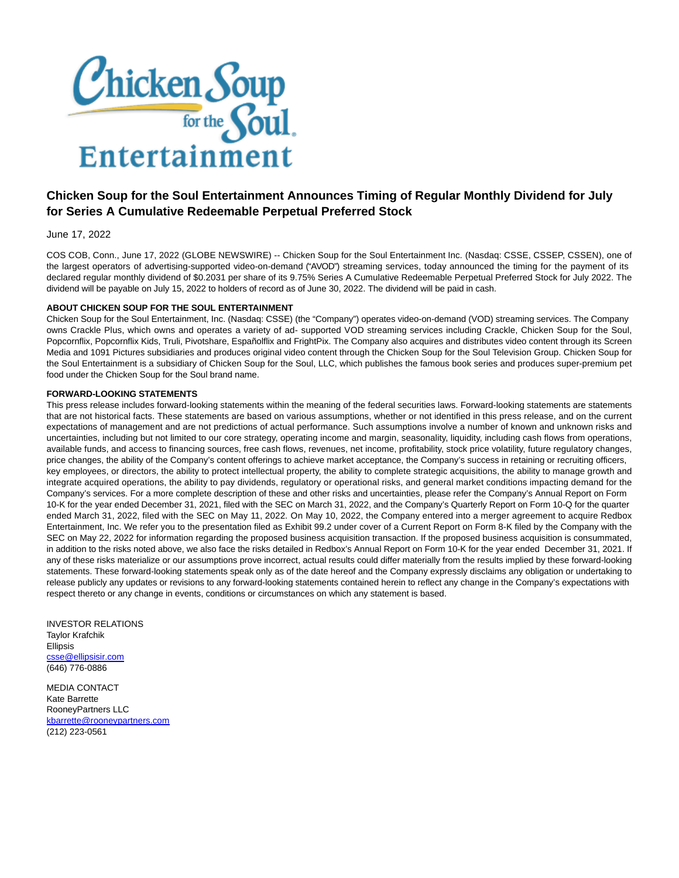# Chicken Soup for the Soul Entertainment Announces Timing of Regular Monthly Dividend for July for Series A Cumulative Redeemable Perpetual Preferred Stock

June 17, 2022

COS COB, Conn., June 17, 2022 (GLOBE NEWSWIRE) -- Chicken Soup for the Soul Entertainment Inc. (Nasdaq: CSSE, CSSEP, CSSEN), one of the largest operators of advertising-supported video-on-demand ("AVOD") streaming services, today announced the timing for the payment of its declared regular monthly dividend of $0.2031 per share of its 9.75% Series A Cumulative Redeemable Perpetual Preferred Stock for July 2022. The dividend will be payable on July 15, 2022 to holders of record as of June 30, 2022. The dividend will be paid in cash.

**ABOUT CHICKEN SOUP FOR THE SOUL ENTERTAINMENT**

Chicken Soup for the Soul Entertainment, Inc. (Nasdaq: CSSE) (the "Company") operates video-on-demand (VOD) streaming services. The Company owns Crackle Plus, which owns and operates a variety of ad- supported VOD streaming services including Crackle, Chicken Soup for the Soul, Popcornflix, Popcornflix Kids, Truli, Pivotshare, Españolflix and FrightPix. The Company also acquires and distributes video content through its Screen Media and 1091 Pictures subsidiaries and produces original video content through the Chicken Soup for the Soul Television Group. Chicken Soup for the Soul Entertainment is a subsidiary of Chicken Soup for the Soul, LLC, which publishes the famous book series and produces super-premium pet food under the Chicken Soup for the Soul brand name.

**FORWARD-LOOKING STATEMENTS**

This press release includes forward-looking statements within the meaning of the federal securities laws. Forward-looking statements are statements that are not historical facts. These statements are based on various assumptions, whether or not identified in this press release, and on the current expectations of management and are not predictions of actual performance. Such assumptions involve a number of known and unknown risks and uncertainties, including but not limited to our core strategy, operating income and margin, seasonality, liquidity, including cash flows from operations, available funds, and access to financing sources, free cash flows, revenues, net income, profitability, stock price volatility, future regulatory changes, price changes, the ability of the Company's content offerings to achieve market acceptance, the Company's success in retaining or recruiting officers, key employees, or directors, the ability to protect intellectual property, the ability to complete strategic acquisitions, the ability to manage growth and integrate acquired operations, the ability to pay dividends, regulatory or operational risks, and general market conditions impacting demand for the Company's services. For a more complete description of these and other risks and uncertainties, please refer the Company's Annual Report on Form 10-K for the year ended December 31, 2021, filed with the SEC on March 31, 2022, and the Company's Quarterly Report on Form 10-Q for the quarter ended March 31, 2022, filed with the SEC on May 11, 2022. On May 10, 2022, the Company entered into a merger agreement to acquire Redbox Entertainment, Inc. We refer you to the presentation filed as Exhibit 99.2 under cover of a Current Report on Form 8-K filed by the Company with the SEC on May 22, 2022 for information regarding the proposed business acquisition transaction. If the proposed business acquisition is consummated, in addition to the risks noted above, we also face the risks detailed in Redbox's Annual Report on Form 10-K for the year ended December 31, 2021. If any of these risks materialize or our assumptions prove incorrect, actual results could differ materially from the results implied by these forward-looking statements. These forward-looking statements speak only as of the date hereof and the Company expressly disclaims any obligation or undertaking to release publicly any updates or revisions to any forward-looking statements contained herein to reflect any change in the Company's expectations with respect thereto or any change in events, conditions or circumstances on which any statement is based.

INVESTOR RELATIONS
Taylor Krafchik
Ellipsis
csse@ellipsisir.com
(646) 776-0886

MEDIA CONTACT
Kate Barrette
RooneyPartners LLC
kbarrette@rooneypartners.com
(212) 223-0561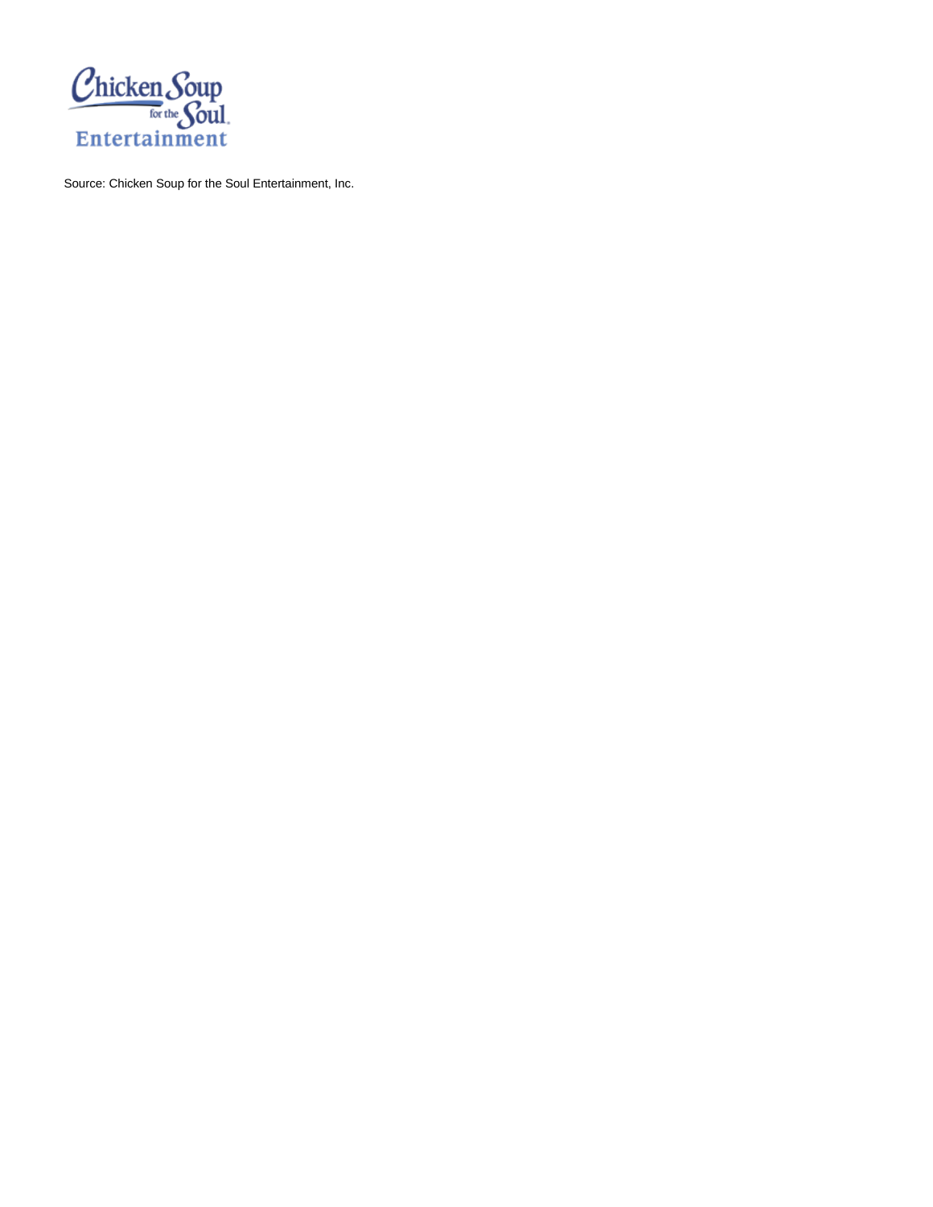Source: Chicken Soup for the Soul Entertainment, Inc.